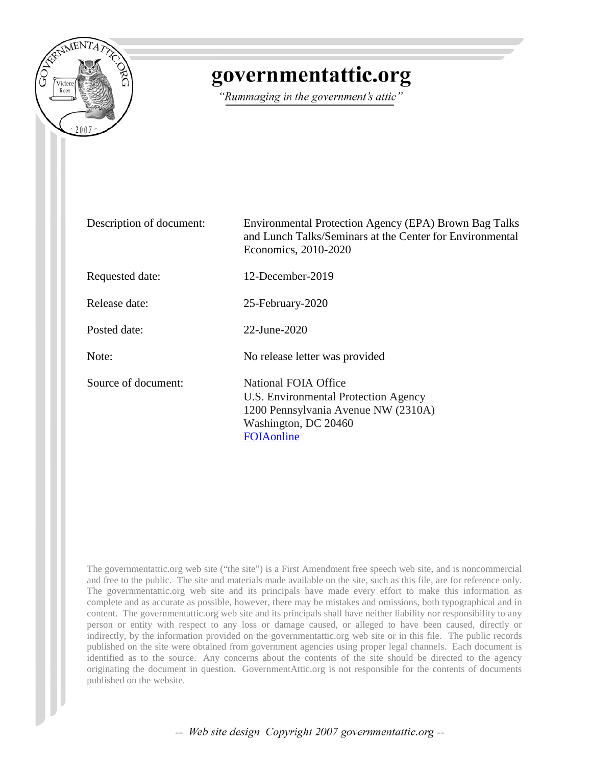# governmentattic.org

*"Rummaging in the government's attic"*

| | |
|---|---|
| Description of document: | Environmental Protection Agency (EPA) Brown Bag Talks and Lunch Talks/Seminars at the Center for Environmental Economics, 2010-2020 |
| Requested date: | 12-December-2019 |
| Release date: | 25-February-2020 |
| Posted date: | 22-June-2020 |
| Note: | No release letter was provided |
| Source of document: | National FOIA Office<br>U.S. Environmental Protection Agency<br>1200 Pennsylvania Avenue NW (2310A)<br>Washington, DC 20460<br>FOIAonline |

The governmentattic.org web site ("the site") is a First Amendment free speech web site, and is noncommercial and free to the public. The site and materials made available on the site, such as this file, are for reference only. The governmentattic.org web site and its principals have made every effort to make this information as complete and as accurate as possible, however, there may be mistakes and omissions, both typographical and in content. The governmentattic.org web site and its principals shall have neither liability nor responsibility to any person or entity with respect to any loss or damage caused, or alleged to have been caused, directly or indirectly, by the information provided on the governmentattic.org web site or in this file. The public records published on the site were obtained from government agencies using proper legal channels. Each document is identified as to the source. Any concerns about the contents of the site should be directed to the agency originating the document in question. GovernmentAttic.org is not responsible for the contents of documents published on the website.

-- Web site design Copyright 2007 governmentattic.org --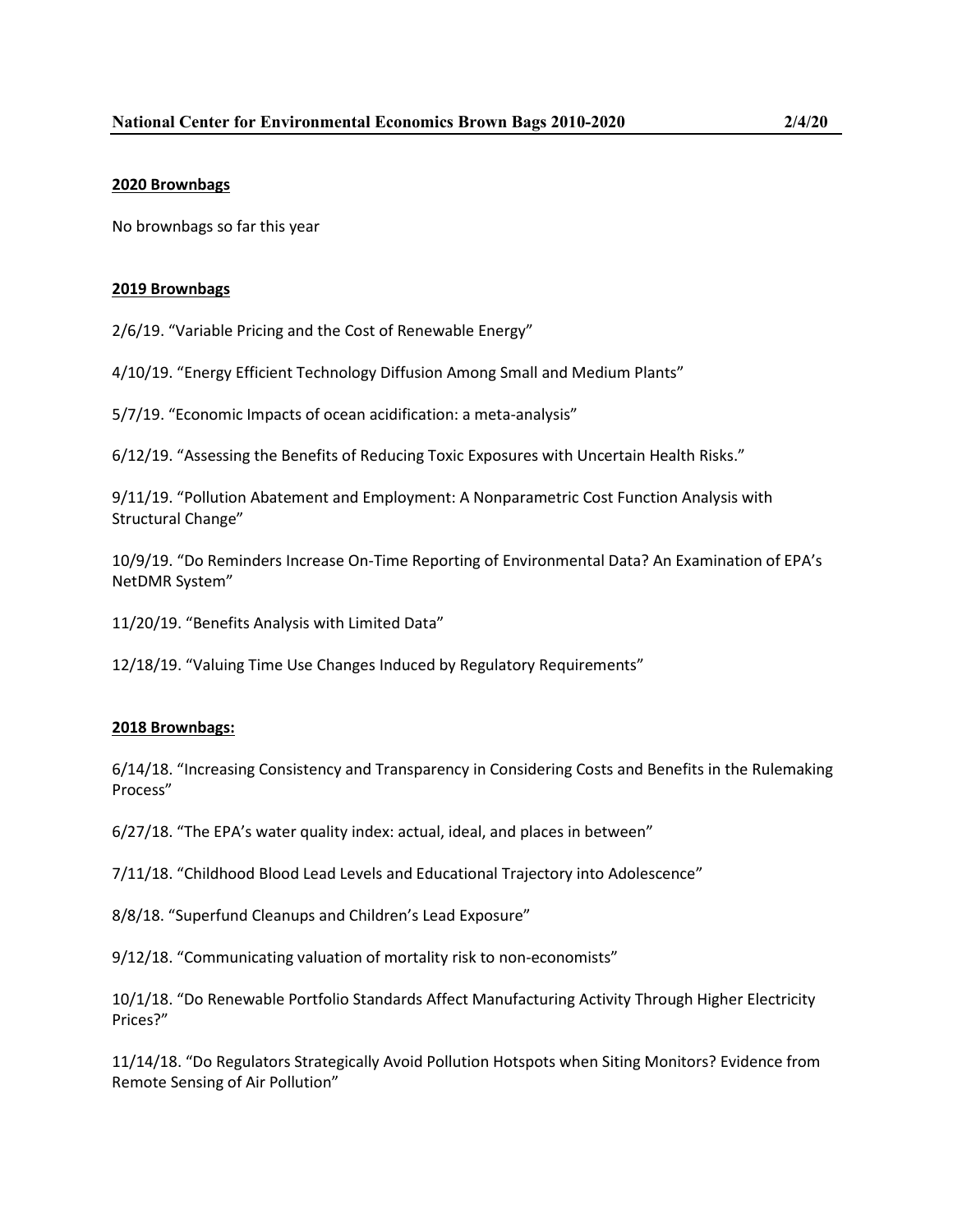# National Center for Environmental Economics Brown Bags 2010-2020 — 2/4/20

**2020 Brownbags**

No brownbags so far this year

**2019 Brownbags**

2/6/19. “Variable Pricing and the Cost of Renewable Energy”

4/10/19. “Energy Efficient Technology Diffusion Among Small and Medium Plants”

5/7/19. “Economic Impacts of ocean acidification: a meta-analysis”

6/12/19. “Assessing the Benefits of Reducing Toxic Exposures with Uncertain Health Risks.”

9/11/19. “Pollution Abatement and Employment: A Nonparametric Cost Function Analysis with Structural Change”

10/9/19. “Do Reminders Increase On-Time Reporting of Environmental Data? An Examination of EPA’s NetDMR System”

11/20/19. “Benefits Analysis with Limited Data”

12/18/19. “Valuing Time Use Changes Induced by Regulatory Requirements”

**2018 Brownbags:**

6/14/18. “Increasing Consistency and Transparency in Considering Costs and Benefits in the Rulemaking Process”

6/27/18. “The EPA’s water quality index: actual, ideal, and places in between”

7/11/18. “Childhood Blood Lead Levels and Educational Trajectory into Adolescence”

8/8/18. “Superfund Cleanups and Children’s Lead Exposure”

9/12/18. “Communicating valuation of mortality risk to non-economists”

10/1/18. “Do Renewable Portfolio Standards Affect Manufacturing Activity Through Higher Electricity Prices?”

11/14/18. “Do Regulators Strategically Avoid Pollution Hotspots when Siting Monitors? Evidence from Remote Sensing of Air Pollution”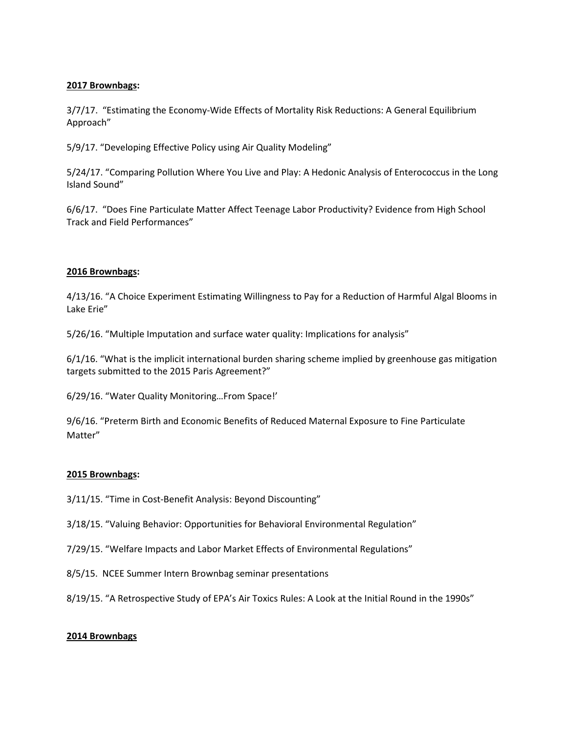**2017 Brownbags:**

3/7/17. "Estimating the Economy-Wide Effects of Mortality Risk Reductions: A General Equilibrium Approach"

5/9/17. "Developing Effective Policy using Air Quality Modeling"

5/24/17. "Comparing Pollution Where You Live and Play: A Hedonic Analysis of Enterococcus in the Long Island Sound"

6/6/17. "Does Fine Particulate Matter Affect Teenage Labor Productivity? Evidence from High School Track and Field Performances"

**2016 Brownbags:**

4/13/16. "A Choice Experiment Estimating Willingness to Pay for a Reduction of Harmful Algal Blooms in Lake Erie"

5/26/16. "Multiple Imputation and surface water quality: Implications for analysis"

6/1/16. "What is the implicit international burden sharing scheme implied by greenhouse gas mitigation targets submitted to the 2015 Paris Agreement?"

6/29/16. "Water Quality Monitoring…From Space!'

9/6/16. "Preterm Birth and Economic Benefits of Reduced Maternal Exposure to Fine Particulate Matter"

**2015 Brownbags:**

3/11/15. "Time in Cost-Benefit Analysis: Beyond Discounting"

3/18/15. "Valuing Behavior: Opportunities for Behavioral Environmental Regulation"

7/29/15. "Welfare Impacts and Labor Market Effects of Environmental Regulations"

8/5/15. NCEE Summer Intern Brownbag seminar presentations

8/19/15. "A Retrospective Study of EPA's Air Toxics Rules: A Look at the Initial Round in the 1990s"

**2014 Brownbags**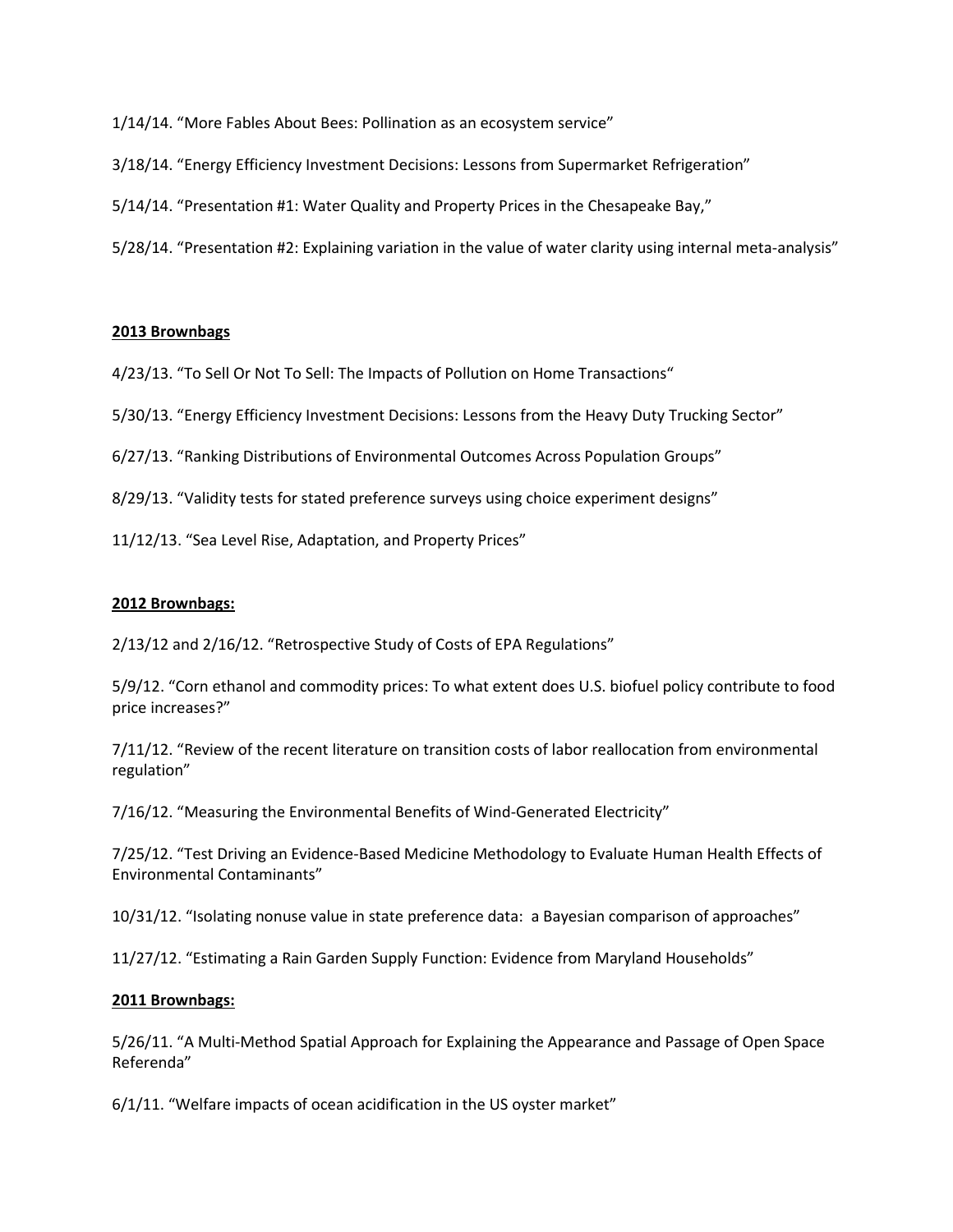1/14/14. “More Fables About Bees: Pollination as an ecosystem service”

3/18/14. “Energy Efficiency Investment Decisions: Lessons from Supermarket Refrigeration”

5/14/14. “Presentation #1: Water Quality and Property Prices in the Chesapeake Bay,”

5/28/14. “Presentation #2: Explaining variation in the value of water clarity using internal meta-analysis”

**2013 Brownbags**

4/23/13. “To Sell Or Not To Sell: The Impacts of Pollution on Home Transactions“

5/30/13. “Energy Efficiency Investment Decisions: Lessons from the Heavy Duty Trucking Sector”

6/27/13. “Ranking Distributions of Environmental Outcomes Across Population Groups”

8/29/13. “Validity tests for stated preference surveys using choice experiment designs”

11/12/13. “Sea Level Rise, Adaptation, and Property Prices”

**2012 Brownbags:**

2/13/12 and 2/16/12. “Retrospective Study of Costs of EPA Regulations”

5/9/12. “Corn ethanol and commodity prices: To what extent does U.S. biofuel policy contribute to food price increases?”

7/11/12. “Review of the recent literature on transition costs of labor reallocation from environmental regulation”

7/16/12. “Measuring the Environmental Benefits of Wind-Generated Electricity”

7/25/12. “Test Driving an Evidence-Based Medicine Methodology to Evaluate Human Health Effects of Environmental Contaminants”

10/31/12. “Isolating nonuse value in state preference data: a Bayesian comparison of approaches”

11/27/12. “Estimating a Rain Garden Supply Function: Evidence from Maryland Households”

**2011 Brownbags:**

5/26/11. “A Multi-Method Spatial Approach for Explaining the Appearance and Passage of Open Space Referenda”

6/1/11. “Welfare impacts of ocean acidification in the US oyster market”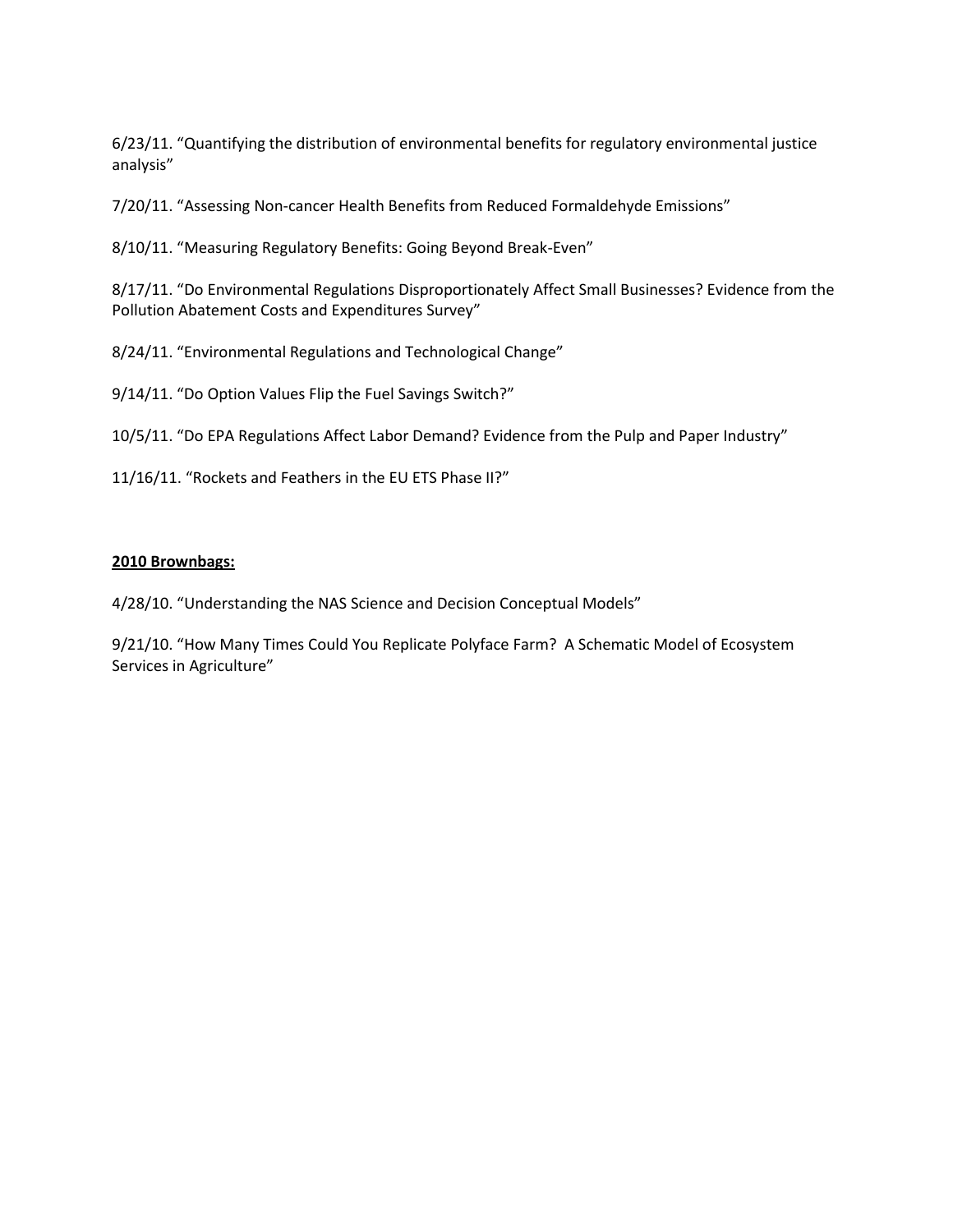6/23/11. “Quantifying the distribution of environmental benefits for regulatory environmental justice analysis”

7/20/11. “Assessing Non-cancer Health Benefits from Reduced Formaldehyde Emissions”

8/10/11. “Measuring Regulatory Benefits: Going Beyond Break-Even”

8/17/11. “Do Environmental Regulations Disproportionately Affect Small Businesses? Evidence from the Pollution Abatement Costs and Expenditures Survey”

8/24/11. “Environmental Regulations and Technological Change”

9/14/11. “Do Option Values Flip the Fuel Savings Switch?”

10/5/11. “Do EPA Regulations Affect Labor Demand? Evidence from the Pulp and Paper Industry”

11/16/11. “Rockets and Feathers in the EU ETS Phase II?”

**2010 Brownbags:**

4/28/10. “Understanding the NAS Science and Decision Conceptual Models”

9/21/10. “How Many Times Could You Replicate Polyface Farm? A Schematic Model of Ecosystem Services in Agriculture”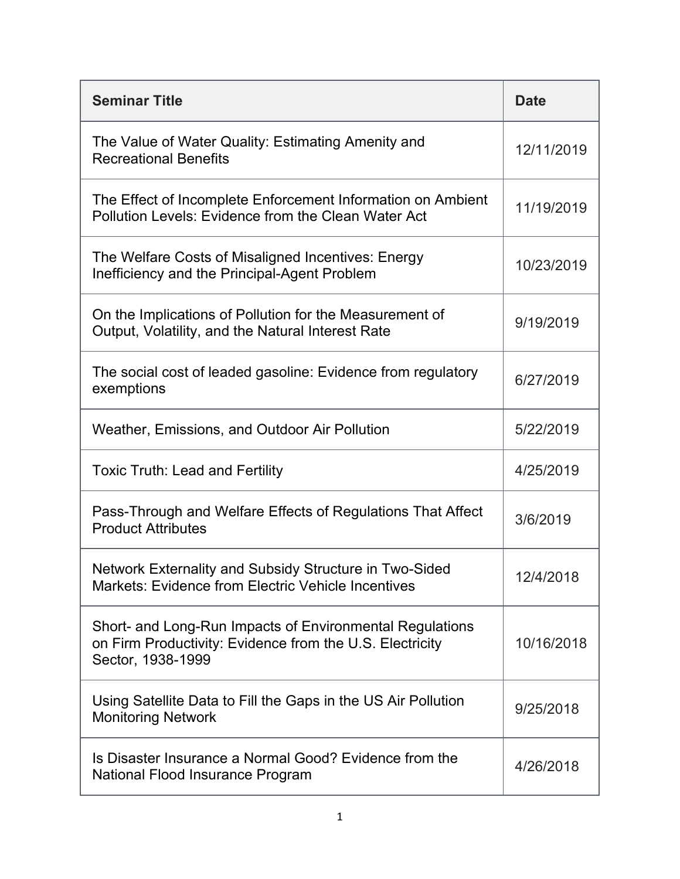| Seminar Title | Date |
|---|---|
| The Value of Water Quality: Estimating Amenity and Recreational Benefits | 12/11/2019 |
| The Effect of Incomplete Enforcement Information on Ambient Pollution Levels: Evidence from the Clean Water Act | 11/19/2019 |
| The Welfare Costs of Misaligned Incentives: Energy Inefficiency and the Principal-Agent Problem | 10/23/2019 |
| On the Implications of Pollution for the Measurement of Output, Volatility, and the Natural Interest Rate | 9/19/2019 |
| The social cost of leaded gasoline: Evidence from regulatory exemptions | 6/27/2019 |
| Weather, Emissions, and Outdoor Air Pollution | 5/22/2019 |
| Toxic Truth: Lead and Fertility | 4/25/2019 |
| Pass-Through and Welfare Effects of Regulations That Affect Product Attributes | 3/6/2019 |
| Network Externality and Subsidy Structure in Two-Sided Markets: Evidence from Electric Vehicle Incentives | 12/4/2018 |
| Short- and Long-Run Impacts of Environmental Regulations on Firm Productivity: Evidence from the U.S. Electricity Sector, 1938-1999 | 10/16/2018 |
| Using Satellite Data to Fill the Gaps in the US Air Pollution Monitoring Network | 9/25/2018 |
| Is Disaster Insurance a Normal Good? Evidence from the National Flood Insurance Program | 4/26/2018 |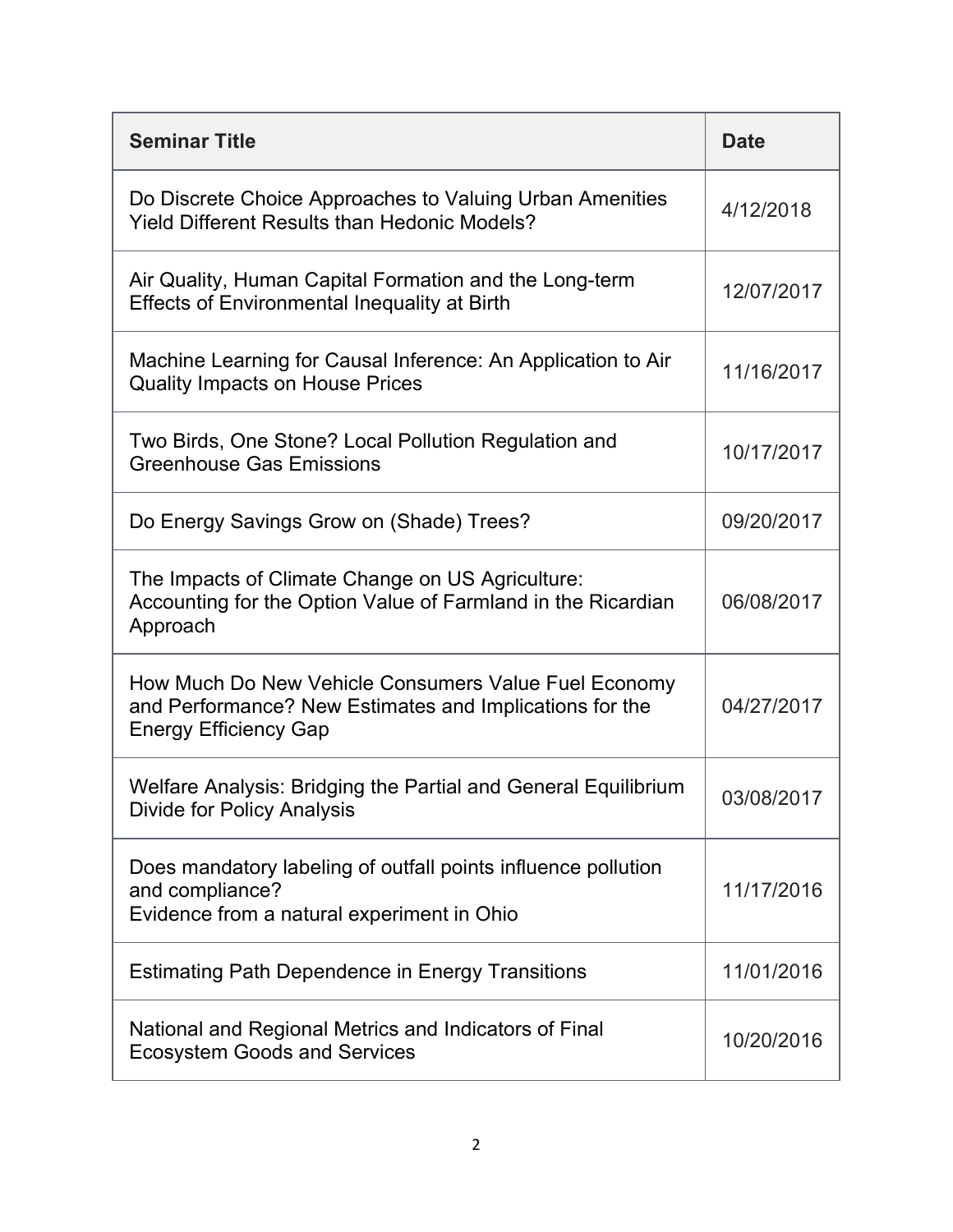| Seminar Title | Date |
| --- | --- |
| Do Discrete Choice Approaches to Valuing Urban Amenities Yield Different Results than Hedonic Models? | 4/12/2018 |
| Air Quality, Human Capital Formation and the Long-term Effects of Environmental Inequality at Birth | 12/07/2017 |
| Machine Learning for Causal Inference: An Application to Air Quality Impacts on House Prices | 11/16/2017 |
| Two Birds, One Stone? Local Pollution Regulation and Greenhouse Gas Emissions | 10/17/2017 |
| Do Energy Savings Grow on (Shade) Trees? | 09/20/2017 |
| The Impacts of Climate Change on US Agriculture: Accounting for the Option Value of Farmland in the Ricardian Approach | 06/08/2017 |
| How Much Do New Vehicle Consumers Value Fuel Economy and Performance? New Estimates and Implications for the Energy Efficiency Gap | 04/27/2017 |
| Welfare Analysis: Bridging the Partial and General Equilibrium Divide for Policy Analysis | 03/08/2017 |
| Does mandatory labeling of outfall points influence pollution and compliance? Evidence from a natural experiment in Ohio | 11/17/2016 |
| Estimating Path Dependence in Energy Transitions | 11/01/2016 |
| National and Regional Metrics and Indicators of Final Ecosystem Goods and Services | 10/20/2016 |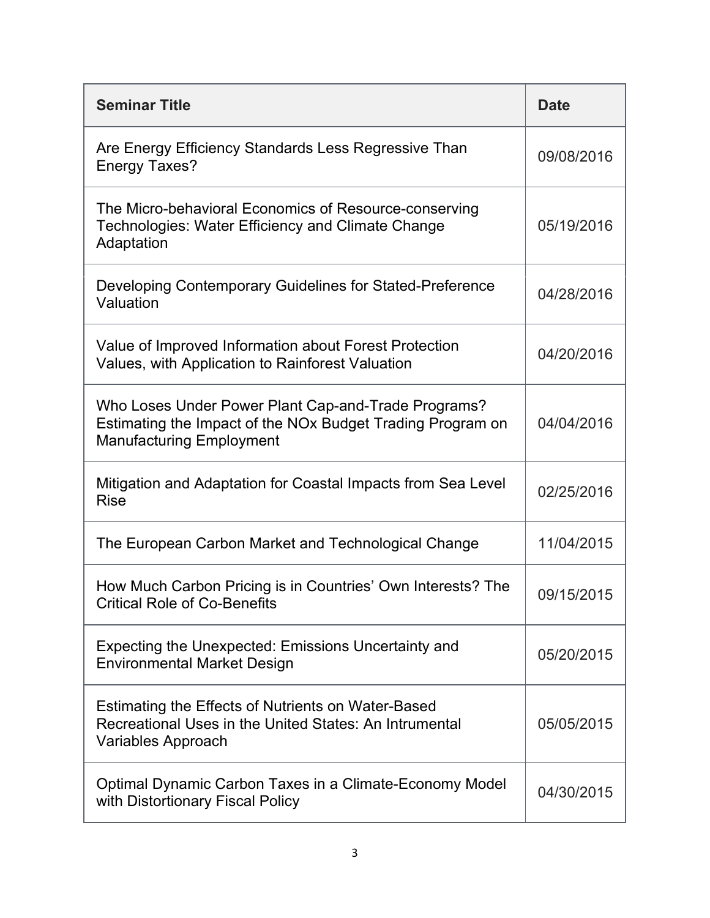| Seminar Title | Date |
| --- | --- |
| Are Energy Efficiency Standards Less Regressive Than Energy Taxes? | 09/08/2016 |
| The Micro-behavioral Economics of Resource-conserving Technologies: Water Efficiency and Climate Change Adaptation | 05/19/2016 |
| Developing Contemporary Guidelines for Stated-Preference Valuation | 04/28/2016 |
| Value of Improved Information about Forest Protection Values, with Application to Rainforest Valuation | 04/20/2016 |
| Who Loses Under Power Plant Cap-and-Trade Programs? Estimating the Impact of the NOx Budget Trading Program on Manufacturing Employment | 04/04/2016 |
| Mitigation and Adaptation for Coastal Impacts from Sea Level Rise | 02/25/2016 |
| The European Carbon Market and Technological Change | 11/04/2015 |
| How Much Carbon Pricing is in Countries' Own Interests? The Critical Role of Co-Benefits | 09/15/2015 |
| Expecting the Unexpected: Emissions Uncertainty and Environmental Market Design | 05/20/2015 |
| Estimating the Effects of Nutrients on Water-Based Recreational Uses in the United States: An Intrumental Variables Approach | 05/05/2015 |
| Optimal Dynamic Carbon Taxes in a Climate-Economy Model with Distortionary Fiscal Policy | 04/30/2015 |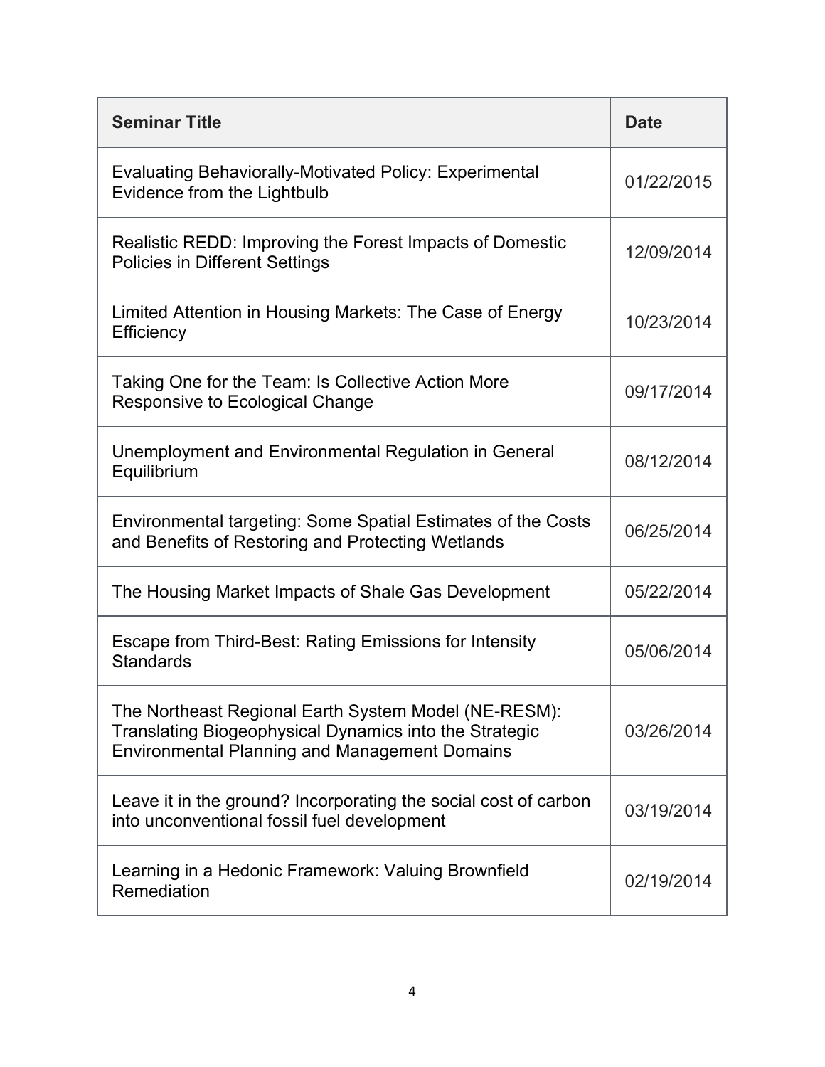| Seminar Title | Date |
|---|---|
| Evaluating Behaviorally-Motivated Policy: Experimental Evidence from the Lightbulb | 01/22/2015 |
| Realistic REDD: Improving the Forest Impacts of Domestic Policies in Different Settings | 12/09/2014 |
| Limited Attention in Housing Markets: The Case of Energy Efficiency | 10/23/2014 |
| Taking One for the Team: Is Collective Action More Responsive to Ecological Change | 09/17/2014 |
| Unemployment and Environmental Regulation in General Equilibrium | 08/12/2014 |
| Environmental targeting: Some Spatial Estimates of the Costs and Benefits of Restoring and Protecting Wetlands | 06/25/2014 |
| The Housing Market Impacts of Shale Gas Development | 05/22/2014 |
| Escape from Third-Best: Rating Emissions for Intensity Standards | 05/06/2014 |
| The Northeast Regional Earth System Model (NE-RESM): Translating Biogeophysical Dynamics into the Strategic Environmental Planning and Management Domains | 03/26/2014 |
| Leave it in the ground? Incorporating the social cost of carbon into unconventional fossil fuel development | 03/19/2014 |
| Learning in a Hedonic Framework: Valuing Brownfield Remediation | 02/19/2014 |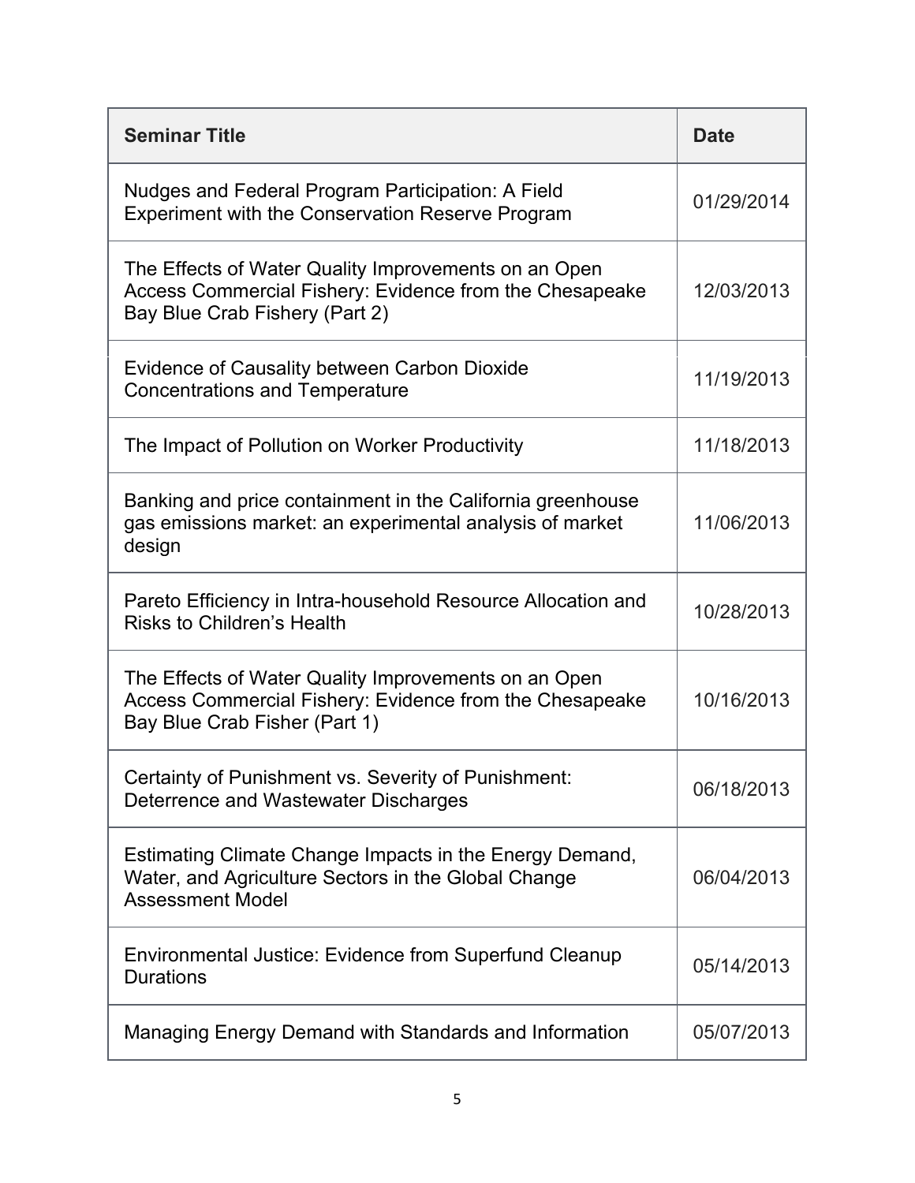| Seminar Title | Date |
| --- | --- |
| Nudges and Federal Program Participation: A Field Experiment with the Conservation Reserve Program | 01/29/2014 |
| The Effects of Water Quality Improvements on an Open Access Commercial Fishery: Evidence from the Chesapeake Bay Blue Crab Fishery (Part 2) | 12/03/2013 |
| Evidence of Causality between Carbon Dioxide Concentrations and Temperature | 11/19/2013 |
| The Impact of Pollution on Worker Productivity | 11/18/2013 |
| Banking and price containment in the California greenhouse gas emissions market: an experimental analysis of market design | 11/06/2013 |
| Pareto Efficiency in Intra-household Resource Allocation and Risks to Children's Health | 10/28/2013 |
| The Effects of Water Quality Improvements on an Open Access Commercial Fishery: Evidence from the Chesapeake Bay Blue Crab Fisher (Part 1) | 10/16/2013 |
| Certainty of Punishment vs. Severity of Punishment: Deterrence and Wastewater Discharges | 06/18/2013 |
| Estimating Climate Change Impacts in the Energy Demand, Water, and Agriculture Sectors in the Global Change Assessment Model | 06/04/2013 |
| Environmental Justice: Evidence from Superfund Cleanup Durations | 05/14/2013 |
| Managing Energy Demand with Standards and Information | 05/07/2013 |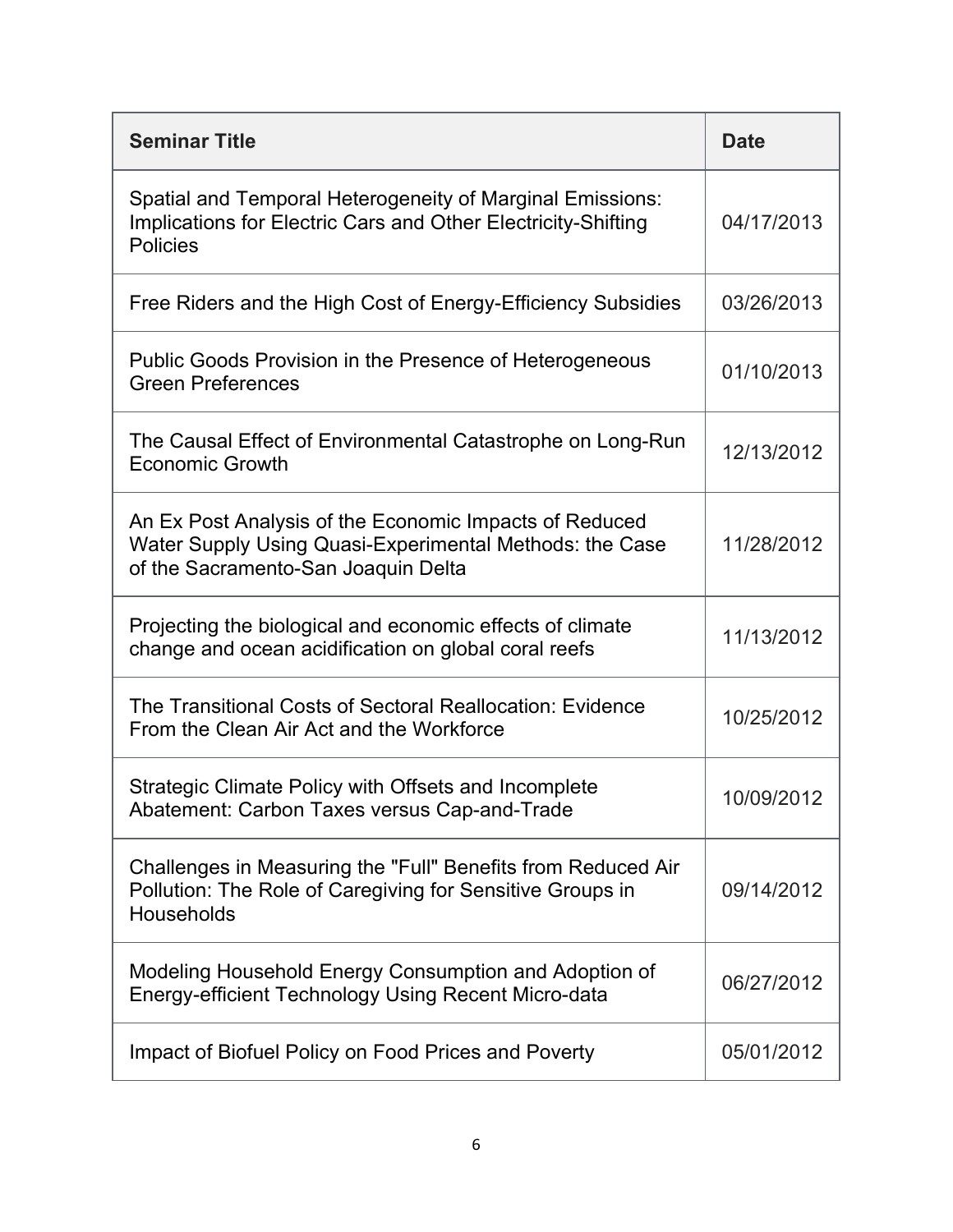| Seminar Title | Date |
| --- | --- |
| Spatial and Temporal Heterogeneity of Marginal Emissions: Implications for Electric Cars and Other Electricity-Shifting Policies | 04/17/2013 |
| Free Riders and the High Cost of Energy-Efficiency Subsidies | 03/26/2013 |
| Public Goods Provision in the Presence of Heterogeneous Green Preferences | 01/10/2013 |
| The Causal Effect of Environmental Catastrophe on Long-Run Economic Growth | 12/13/2012 |
| An Ex Post Analysis of the Economic Impacts of Reduced Water Supply Using Quasi-Experimental Methods: the Case of the Sacramento-San Joaquin Delta | 11/28/2012 |
| Projecting the biological and economic effects of climate change and ocean acidification on global coral reefs | 11/13/2012 |
| The Transitional Costs of Sectoral Reallocation: Evidence From the Clean Air Act and the Workforce | 10/25/2012 |
| Strategic Climate Policy with Offsets and Incomplete Abatement: Carbon Taxes versus Cap-and-Trade | 10/09/2012 |
| Challenges in Measuring the "Full" Benefits from Reduced Air Pollution: The Role of Caregiving for Sensitive Groups in Households | 09/14/2012 |
| Modeling Household Energy Consumption and Adoption of Energy-efficient Technology Using Recent Micro-data | 06/27/2012 |
| Impact of Biofuel Policy on Food Prices and Poverty | 05/01/2012 |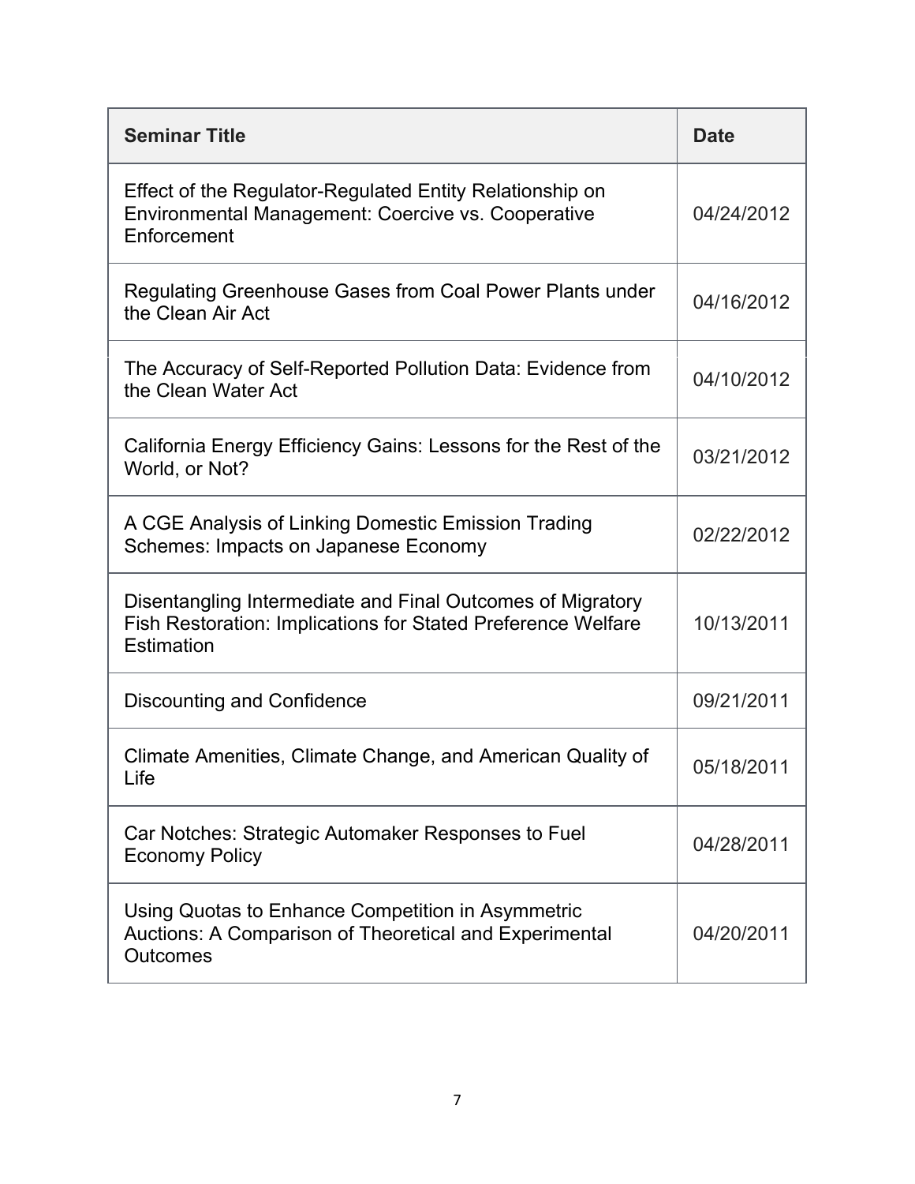| Seminar Title | Date |
|---|---|
| Effect of the Regulator-Regulated Entity Relationship on Environmental Management: Coercive vs. Cooperative Enforcement | 04/24/2012 |
| Regulating Greenhouse Gases from Coal Power Plants under the Clean Air Act | 04/16/2012 |
| The Accuracy of Self-Reported Pollution Data: Evidence from the Clean Water Act | 04/10/2012 |
| California Energy Efficiency Gains: Lessons for the Rest of the World, or Not? | 03/21/2012 |
| A CGE Analysis of Linking Domestic Emission Trading Schemes: Impacts on Japanese Economy | 02/22/2012 |
| Disentangling Intermediate and Final Outcomes of Migratory Fish Restoration: Implications for Stated Preference Welfare Estimation | 10/13/2011 |
| Discounting and Confidence | 09/21/2011 |
| Climate Amenities, Climate Change, and American Quality of Life | 05/18/2011 |
| Car Notches: Strategic Automaker Responses to Fuel Economy Policy | 04/28/2011 |
| Using Quotas to Enhance Competition in Asymmetric Auctions: A Comparison of Theoretical and Experimental Outcomes | 04/20/2011 |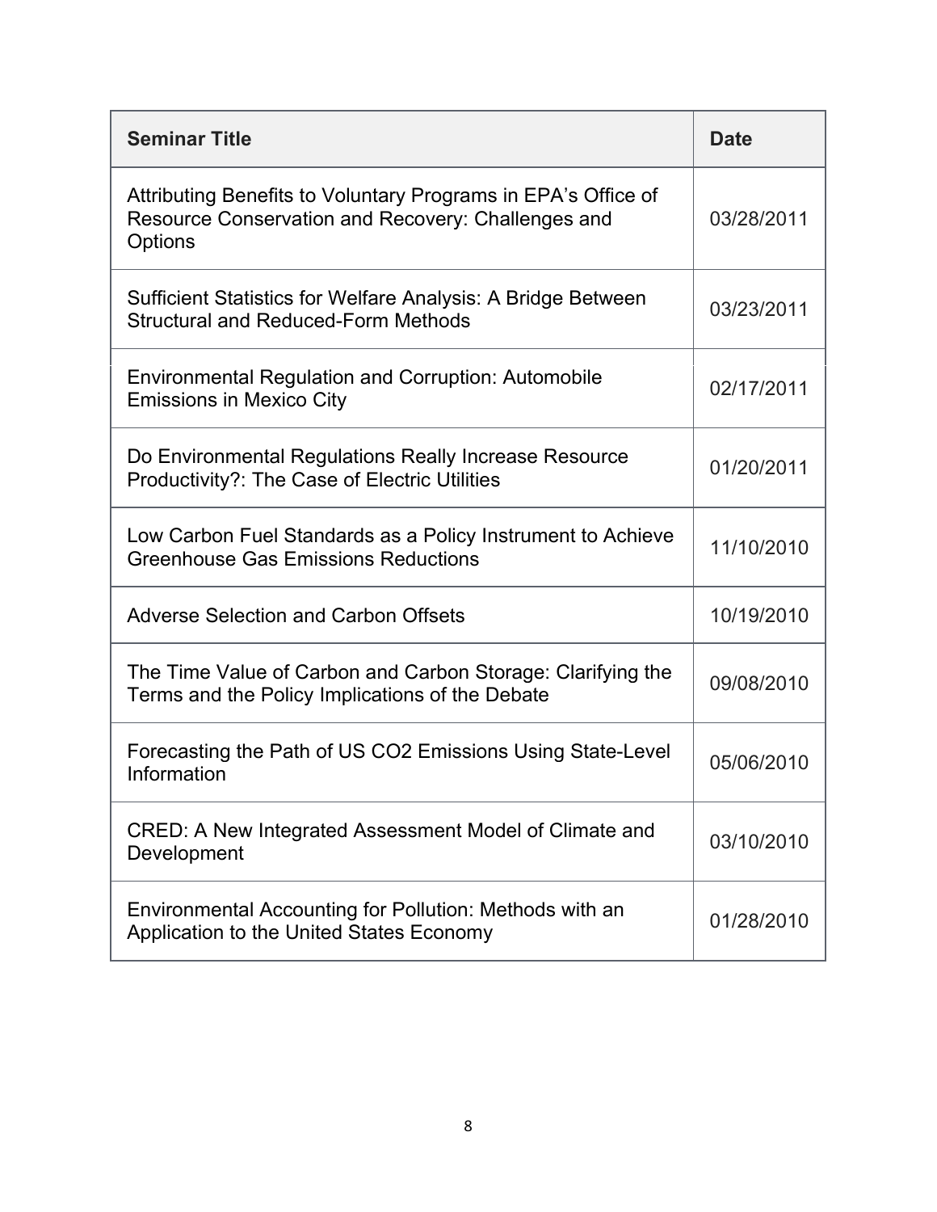| Seminar Title | Date |
| --- | --- |
| Attributing Benefits to Voluntary Programs in EPA's Office of Resource Conservation and Recovery: Challenges and Options | 03/28/2011 |
| Sufficient Statistics for Welfare Analysis: A Bridge Between Structural and Reduced-Form Methods | 03/23/2011 |
| Environmental Regulation and Corruption: Automobile Emissions in Mexico City | 02/17/2011 |
| Do Environmental Regulations Really Increase Resource Productivity?: The Case of Electric Utilities | 01/20/2011 |
| Low Carbon Fuel Standards as a Policy Instrument to Achieve Greenhouse Gas Emissions Reductions | 11/10/2010 |
| Adverse Selection and Carbon Offsets | 10/19/2010 |
| The Time Value of Carbon and Carbon Storage: Clarifying the Terms and the Policy Implications of the Debate | 09/08/2010 |
| Forecasting the Path of US CO2 Emissions Using State-Level Information | 05/06/2010 |
| CRED: A New Integrated Assessment Model of Climate and Development | 03/10/2010 |
| Environmental Accounting for Pollution: Methods with an Application to the United States Economy | 01/28/2010 |